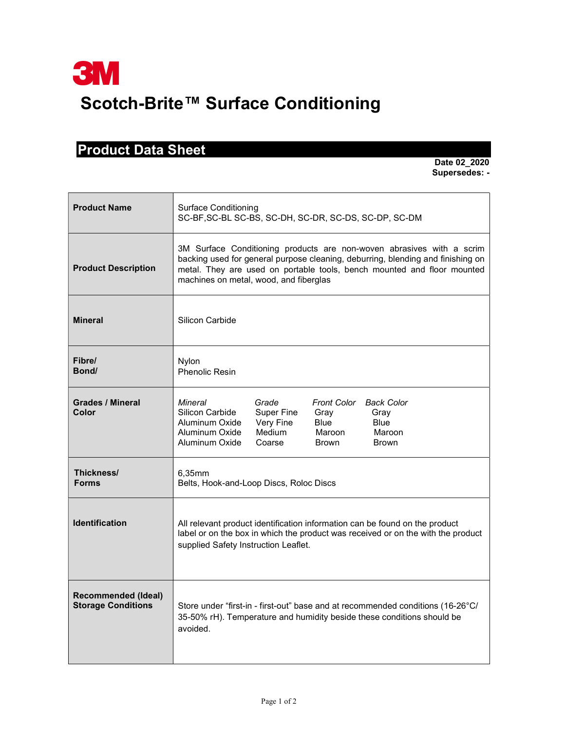3M

# Scotch-Brite™ Surface Conditioning

## Product Data Sheet

**Date 02_2020**
**Supersedes: -**

| | |
|---|---|
| **Product Name** | Surface Conditioning<br>SC-BF,SC-BL SC-BS, SC-DH, SC-DR, SC-DS, SC-DP, SC-DM |
| **Product Description** | 3M Surface Conditioning products are non-woven abrasives with a scrim backing used for general purpose cleaning, deburring, blending and finishing on metal. They are used on portable tools, bench mounted and floor mounted machines on metal, wood, and fiberglas |
| **Mineral** | Silicon Carbide |
| **Fibre/<br>Bond/** | Nylon<br>Phenolic Resin |
| **Grades / Mineral Color** | *Mineral* / *Grade* / *Front Color* / *Back Color*<br>Silicon Carbide / Super Fine / Gray / Gray<br>Aluminum Oxide / Very Fine / Blue / Blue<br>Aluminum Oxide / Medium / Maroon / Maroon<br>Aluminum Oxide / Coarse / Brown / Brown |
| **Thickness/<br>Forms** | 6,35mm<br>Belts, Hook-and-Loop Discs, Roloc Discs |
| **Identification** | All relevant product identification information can be found on the product label or on the box in which the product was received or on the with the product supplied Safety Instruction Leaflet. |
| **Recommended (Ideal) Storage Conditions** | Store under “first-in - first-out” base and at recommended conditions (16-26°C/ 35-50% rH). Temperature and humidity beside these conditions should be avoided. |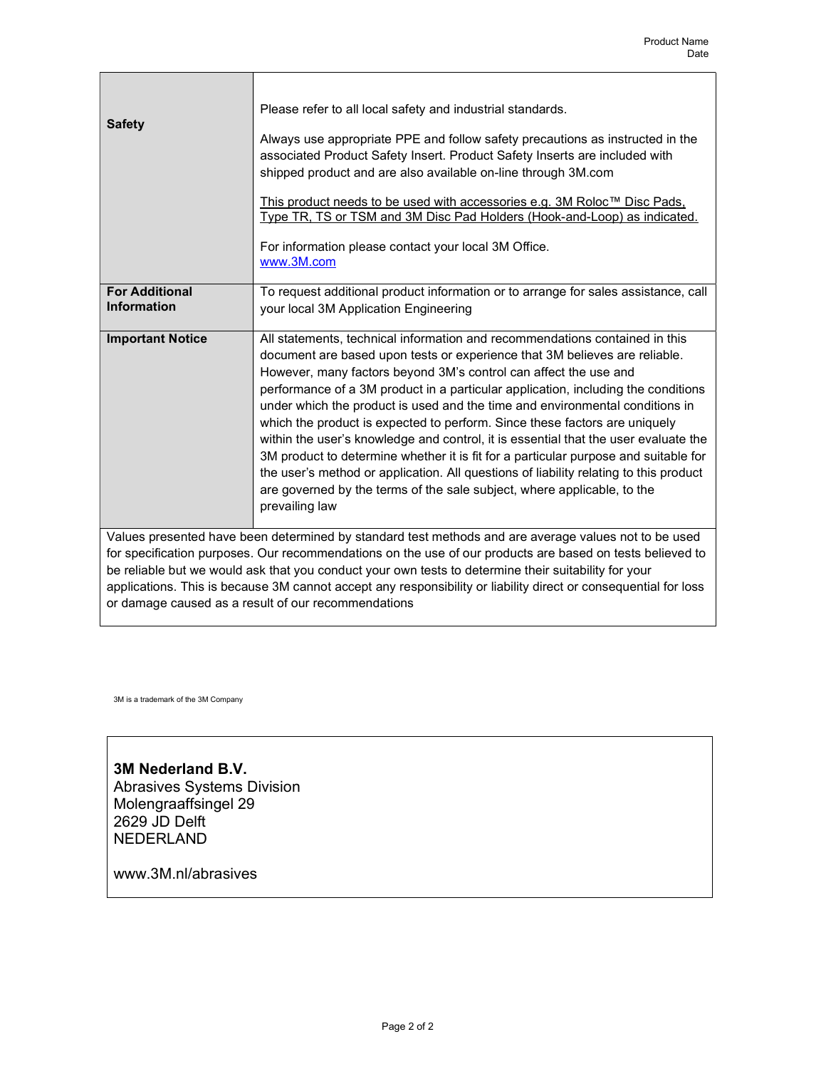| | |
|---|---|
| **Safety** | Please refer to all local safety and industrial standards.<br><br>Always use appropriate PPE and follow safety precautions as instructed in the associated Product Safety Insert. Product Safety Inserts are included with shipped product and are also available on-line through 3M.com<br><br>This product needs to be used with accessories e.g. 3M Roloc™ Disc Pads, Type TR, TS or TSM and 3M Disc Pad Holders (Hook-and-Loop) as indicated.<br><br>For information please contact your local 3M Office.<br>www.3M.com |
| **For Additional Information** | To request additional product information or to arrange for sales assistance, call your local 3M Application Engineering |
| **Important Notice** | All statements, technical information and recommendations contained in this document are based upon tests or experience that 3M believes are reliable. However, many factors beyond 3M's control can affect the use and performance of a 3M product in a particular application, including the conditions under which the product is used and the time and environmental conditions in which the product is expected to perform. Since these factors are uniquely within the user's knowledge and control, it is essential that the user evaluate the 3M product to determine whether it is fit for a particular purpose and suitable for the user's method or application. All questions of liability relating to this product are governed by the terms of the sale subject, where applicable, to the prevailing law |

Values presented have been determined by standard test methods and are average values not to be used for specification purposes. Our recommendations on the use of our products are based on tests believed to be reliable but we would ask that you conduct your own tests to determine their suitability for your applications. This is because 3M cannot accept any responsibility or liability direct or consequential for loss or damage caused as a result of our recommendations

3M is a trademark of the 3M Company

**3M Nederland B.V.**
Abrasives Systems Division
Molengraaffsingel 29
2629 JD Delft
NEDERLAND

www.3M.nl/abrasives